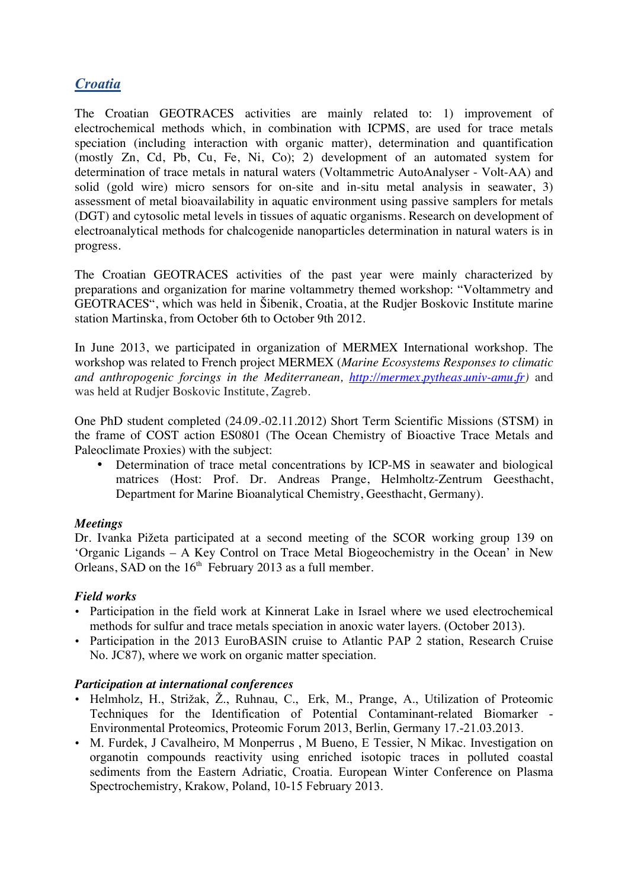## *Croatia*

The Croatian GEOTRACES activities are mainly related to: 1) improvement of electrochemical methods which, in combination with ICPMS, are used for trace metals speciation (including interaction with organic matter), determination and quantification (mostly Zn, Cd, Pb, Cu, Fe, Ni, Co); 2) development of an automated system for determination of trace metals in natural waters (Voltammetric AutoAnalyser - Volt-AA) and solid (gold wire) micro sensors for on-site and in-situ metal analysis in seawater, 3) assessment of metal bioavailability in aquatic environment using passive samplers for metals (DGT) and cytosolic metal levels in tissues of aquatic organisms. Research on development of electroanalytical methods for chalcogenide nanoparticles determination in natural waters is in progress.

The Croatian GEOTRACES activities of the past year were mainly characterized by preparations and organization for marine voltammetry themed workshop: "Voltammetry and GEOTRACES", which was held in Šibenik, Croatia, at the Rudjer Boskovic Institute marine station Martinska, from October 6th to October 9th 2012.

In June 2013, we participated in organization of MERMEX International workshop. The workshop was related to French project MERMEX (*Marine Ecosystems Responses to climatic and anthropogenic forcings in the Mediterranean, http://mermex.pytheas.univ-amu.fr*) and was held at Rudjer Boskovic Institute, Zagreb.

One PhD student completed (24.09.-02.11.2012) Short Term Scientific Missions (STSM) in the frame of COST action ES0801 (The Ocean Chemistry of Bioactive Trace Metals and Paleoclimate Proxies) with the subject:

- Determination of trace metal concentrations by ICP-MS in seawater and biological matrices (Host: Prof. Dr. Andreas Prange, Helmholtz-Zentrum Geesthacht, Department for Marine Bioanalytical Chemistry, Geesthacht, Germany).

***Meetings***

Dr. Ivanka Pižeta participated at a second meeting of the SCOR working group 139 on 'Organic Ligands – A Key Control on Trace Metal Biogeochemistry in the Ocean' in New Orleans, SAD on the 16th February 2013 as a full member.

***Field works***

- Participation in the field work at Kinnerat Lake in Israel where we used electrochemical methods for sulfur and trace metals speciation in anoxic water layers. (October 2013).
- Participation in the 2013 EuroBASIN cruise to Atlantic PAP 2 station, Research Cruise No. JC87), where we work on organic matter speciation.

***Participation at international conferences***

- Helmholz, H., Strižak, Ž., Ruhnau, C., Erk, M., Prange, A., Utilization of Proteomic Techniques for the Identification of Potential Contaminant-related Biomarker - Environmental Proteomics, Proteomic Forum 2013, Berlin, Germany 17.-21.03.2013.
- M. Furdek, J Cavalheiro, M Monperrus , M Bueno, E Tessier, N Mikac. Investigation on organotin compounds reactivity using enriched isotopic traces in polluted coastal sediments from the Eastern Adriatic, Croatia. European Winter Conference on Plasma Spectrochemistry, Krakow, Poland, 10-15 February 2013.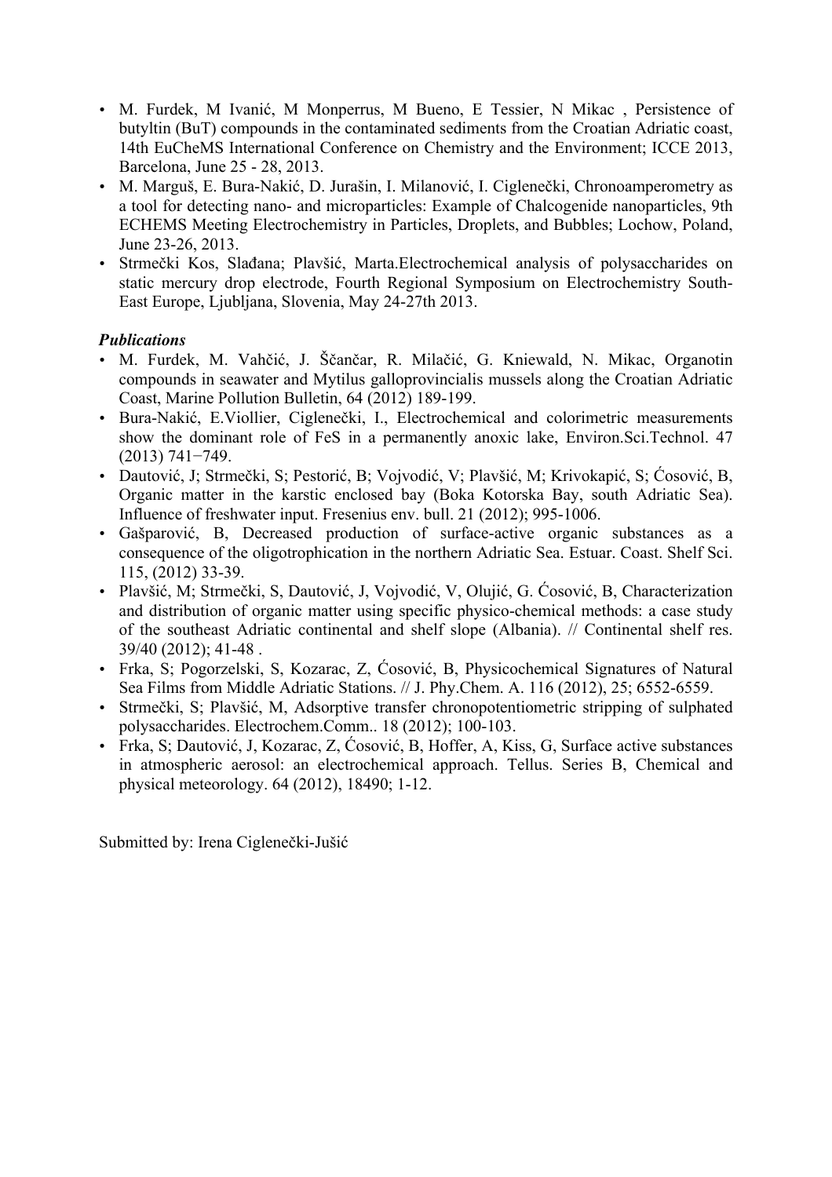- M. Furdek, M Ivanić, M Monperrus, M Bueno, E Tessier, N Mikac , Persistence of butyltin (BuT) compounds in the contaminated sediments from the Croatian Adriatic coast, 14th EuCheMS International Conference on Chemistry and the Environment; ICCE 2013, Barcelona, June 25 - 28, 2013.
- M. Marguš, E. Bura-Nakić, D. Jurašin, I. Milanović, I. Ciglenečki, Chronoamperometry as a tool for detecting nano- and microparticles: Example of Chalcogenide nanoparticles, 9th ECHEMS Meeting Electrochemistry in Particles, Droplets, and Bubbles; Lochow, Poland, June 23-26, 2013.
- Strmečki Kos, Slađana; Plavšić, Marta.Electrochemical analysis of polysaccharides on static mercury drop electrode, Fourth Regional Symposium on Electrochemistry South-East Europe, Ljubljana, Slovenia, May 24-27th 2013.

***Publications***

- M. Furdek, M. Vahčić, J. Ščančar, R. Milačić, G. Kniewald, N. Mikac, Organotin compounds in seawater and Mytilus galloprovincialis mussels along the Croatian Adriatic Coast, Marine Pollution Bulletin, 64 (2012) 189-199.
- Bura-Nakić, E.Viollier, Ciglenečki, I., Electrochemical and colorimetric measurements show the dominant role of FeS in a permanently anoxic lake, Environ.Sci.Technol. 47 (2013) 741−749.
- Dautović, J; Strmečki, S; Pestorić, B; Vojvodić, V; Plavšić, M; Krivokapić, S; Ćosović, B, Organic matter in the karstic enclosed bay (Boka Kotorska Bay, south Adriatic Sea). Influence of freshwater input. Fresenius env. bull. 21 (2012); 995-1006.
- Gašparović, B, Decreased production of surface-active organic substances as a consequence of the oligotrophication in the northern Adriatic Sea. Estuar. Coast. Shelf Sci. 115, (2012) 33-39.
- Plavšić, M; Strmečki, S, Dautović, J, Vojvodić, V, Olujić, G. Ćosović, B, Characterization and distribution of organic matter using specific physico-chemical methods: a case study of the southeast Adriatic continental and shelf slope (Albania). // Continental shelf res. 39/40 (2012); 41-48 .
- Frka, S; Pogorzelski, S, Kozarac, Z, Ćosović, B, Physicochemical Signatures of Natural Sea Films from Middle Adriatic Stations. // J. Phy.Chem. A. 116 (2012), 25; 6552-6559.
- Strmečki, S; Plavšić, M, Adsorptive transfer chronopotentiometric stripping of sulphated polysaccharides. Electrochem.Comm.. 18 (2012); 100-103.
- Frka, S; Dautović, J, Kozarac, Z, Ćosović, B, Hoffer, A, Kiss, G, Surface active substances in atmospheric aerosol: an electrochemical approach. Tellus. Series B, Chemical and physical meteorology. 64 (2012), 18490; 1-12.

Submitted by: Irena Ciglenečki-Jušić